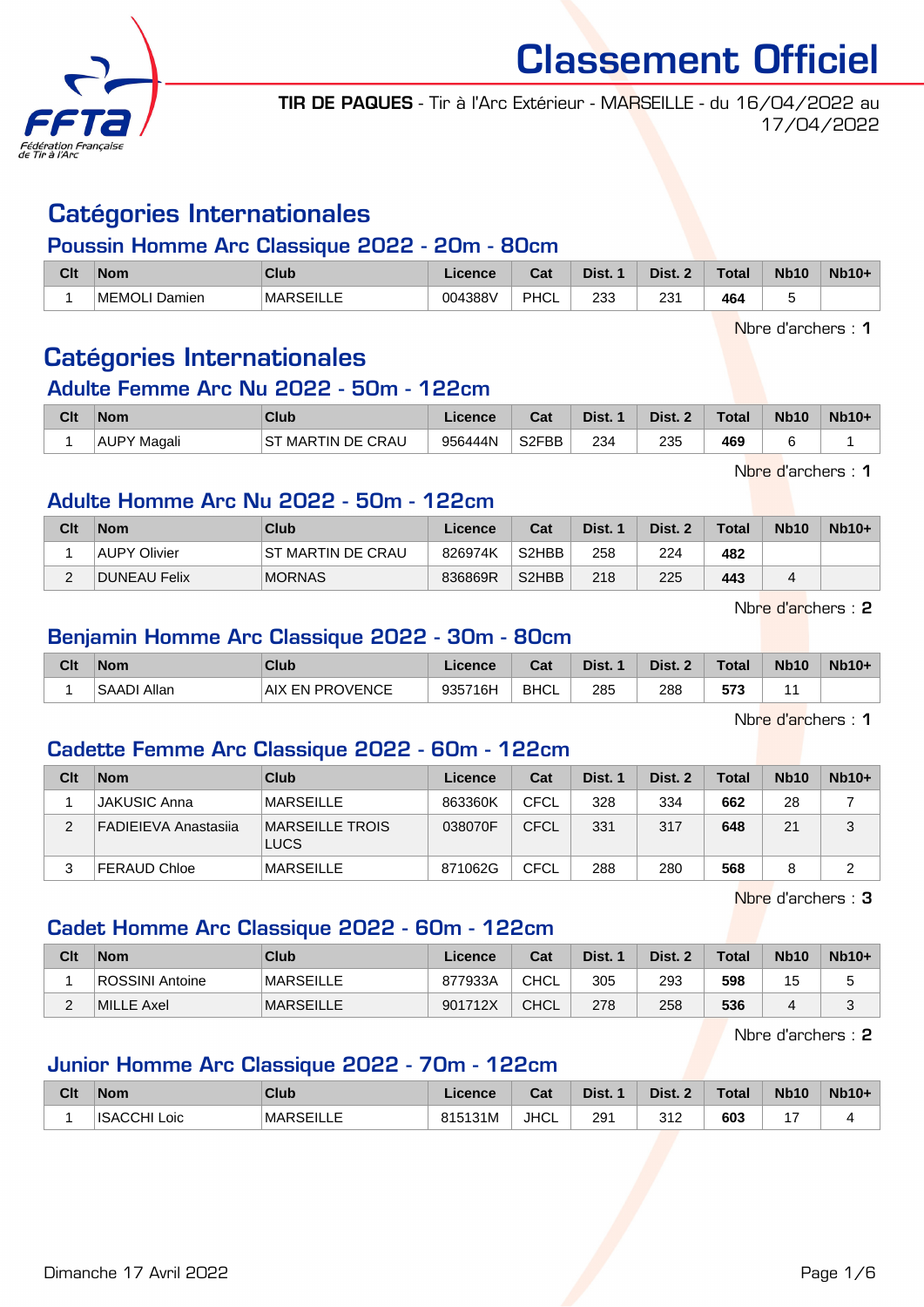# Classement Officiel

**TIR DE PAQUES** - Tir à l'Arc Extérieur - MARSEILLE - du 16/04/2022 au 17/04/2022

## Catégories Internationales

### Poussin Homme Arc Classique 2022 - 20m - 80cm

| Clt | Nom | Club | Licence | Cat | Dist. 1 | Dist. 2 | Total | Nb10 | Nb10+ |
|---|---|---|---|---|---|---|---|---|---|
| 1 | MEMOLI Damien | MARSEILLE | 004388V | PHCL | 233 | 231 | **464** | 5 | |

Nbre d'archers : **1**

## Catégories Internationales

### Adulte Femme Arc Nu 2022 - 50m - 122cm

| Clt | Nom | Club | Licence | Cat | Dist. 1 | Dist. 2 | Total | Nb10 | Nb10+ |
|---|---|---|---|---|---|---|---|---|---|
| 1 | AUPY Magali | ST MARTIN DE CRAU | 956444N | S2FBB | 234 | 235 | **469** | 6 | 1 |

Nbre d'archers : **1**

### Adulte Homme Arc Nu 2022 - 50m - 122cm

| Clt | Nom | Club | Licence | Cat | Dist. 1 | Dist. 2 | Total | Nb10 | Nb10+ |
|---|---|---|---|---|---|---|---|---|---|
| 1 | AUPY Olivier | ST MARTIN DE CRAU | 826974K | S2HBB | 258 | 224 | **482** | | |
| 2 | DUNEAU Felix | MORNAS | 836869R | S2HBB | 218 | 225 | **443** | 4 | |

Nbre d'archers : **2**

### Benjamin Homme Arc Classique 2022 - 30m - 80cm

| Clt | Nom | Club | Licence | Cat | Dist. 1 | Dist. 2 | Total | Nb10 | Nb10+ |
|---|---|---|---|---|---|---|---|---|---|
| 1 | SAADI Allan | AIX EN PROVENCE | 935716H | BHCL | 285 | 288 | **573** | 11 | |

Nbre d'archers : **1**

### Cadette Femme Arc Classique 2022 - 60m - 122cm

| Clt | Nom | Club | Licence | Cat | Dist. 1 | Dist. 2 | Total | Nb10 | Nb10+ |
|---|---|---|---|---|---|---|---|---|---|
| 1 | JAKUSIC Anna | MARSEILLE | 863360K | CFCL | 328 | 334 | **662** | 28 | 7 |
| 2 | FADIEIEVA Anastasiia | MARSEILLE TROIS LUCS | 038070F | CFCL | 331 | 317 | **648** | 21 | 3 |
| 3 | FERAUD Chloe | MARSEILLE | 871062G | CFCL | 288 | 280 | **568** | 8 | 2 |

Nbre d'archers : **3**

### Cadet Homme Arc Classique 2022 - 60m - 122cm

| Clt | Nom | Club | Licence | Cat | Dist. 1 | Dist. 2 | Total | Nb10 | Nb10+ |
|---|---|---|---|---|---|---|---|---|---|
| 1 | ROSSINI Antoine | MARSEILLE | 877933A | CHCL | 305 | 293 | **598** | 15 | 5 |
| 2 | MILLE Axel | MARSEILLE | 901712X | CHCL | 278 | 258 | **536** | 4 | 3 |

Nbre d'archers : **2**

### Junior Homme Arc Classique 2022 - 70m - 122cm

| Clt | Nom | Club | Licence | Cat | Dist. 1 | Dist. 2 | Total | Nb10 | Nb10+ |
|---|---|---|---|---|---|---|---|---|---|
| 1 | ISACCHI Loic | MARSEILLE | 815131M | JHCL | 291 | 312 | **603** | 17 | 4 |

Dimanche 17 Avril 2022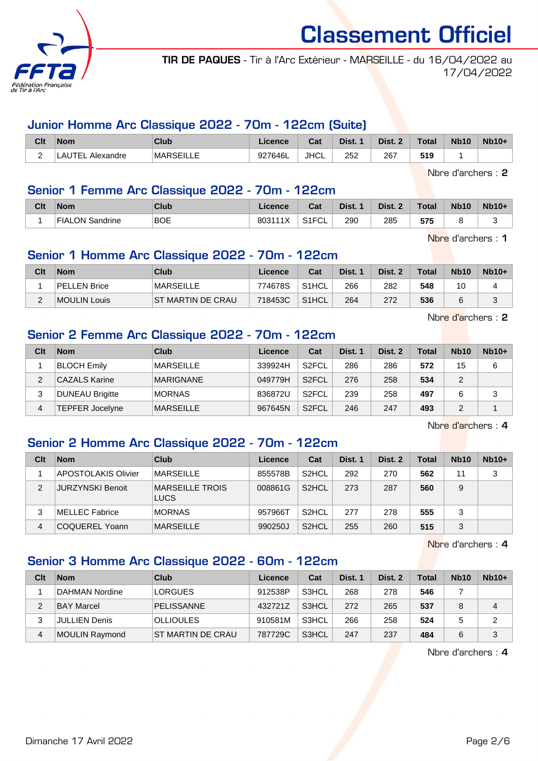# Classement Officiel

**TIR DE PAQUES** - Tir à l'Arc Extérieur - MARSEILLE - du 16/04/2022 au 17/04/2022

## Junior Homme Arc Classique 2022 - 70m - 122cm (Suite)

| Clt | Nom | Club | Licence | Cat | Dist. 1 | Dist. 2 | Total | Nb10 | Nb10+ |
|---|---|---|---|---|---|---|---|---|---|
| 2 | LAUTEL Alexandre | MARSEILLE | 927646L | JHCL | 252 | 267 | **519** | 1 | |

Nbre d'archers : **2**

## Senior 1 Femme Arc Classique 2022 - 70m - 122cm

| Clt | Nom | Club | Licence | Cat | Dist. 1 | Dist. 2 | Total | Nb10 | Nb10+ |
|---|---|---|---|---|---|---|---|---|---|
| 1 | FIALON Sandrine | BOE | 803111X | S1FCL | 290 | 285 | **575** | 8 | 3 |

Nbre d'archers : **1**

## Senior 1 Homme Arc Classique 2022 - 70m - 122cm

| Clt | Nom | Club | Licence | Cat | Dist. 1 | Dist. 2 | Total | Nb10 | Nb10+ |
|---|---|---|---|---|---|---|---|---|---|
| 1 | PELLEN Brice | MARSEILLE | 774678S | S1HCL | 266 | 282 | **548** | 10 | 4 |
| 2 | MOULIN Louis | ST MARTIN DE CRAU | 718453C | S1HCL | 264 | 272 | **536** | 6 | 3 |

Nbre d'archers : **2**

## Senior 2 Femme Arc Classique 2022 - 70m - 122cm

| Clt | Nom | Club | Licence | Cat | Dist. 1 | Dist. 2 | Total | Nb10 | Nb10+ |
|---|---|---|---|---|---|---|---|---|---|
| 1 | BLOCH Emily | MARSEILLE | 339924H | S2FCL | 286 | 286 | **572** | 15 | 6 |
| 2 | CAZALS Karine | MARIGNANE | 049779H | S2FCL | 276 | 258 | **534** | 2 | |
| 3 | DUNEAU Brigitte | MORNAS | 836872U | S2FCL | 239 | 258 | **497** | 6 | 3 |
| 4 | TEPFER Jocelyne | MARSEILLE | 967645N | S2FCL | 246 | 247 | **493** | 2 | 1 |

Nbre d'archers : **4**

## Senior 2 Homme Arc Classique 2022 - 70m - 122cm

| Clt | Nom | Club | Licence | Cat | Dist. 1 | Dist. 2 | Total | Nb10 | Nb10+ |
|---|---|---|---|---|---|---|---|---|---|
| 1 | APOSTOLAKIS Olivier | MARSEILLE | 855578B | S2HCL | 292 | 270 | **562** | 11 | 3 |
| 2 | JURZYNSKI Benoit | MARSEILLE TROIS LUCS | 008861G | S2HCL | 273 | 287 | **560** | 9 | |
| 3 | MELLEC Fabrice | MORNAS | 957966T | S2HCL | 277 | 278 | **555** | 3 | |
| 4 | COQUEREL Yoann | MARSEILLE | 990250J | S2HCL | 255 | 260 | **515** | 3 | |

Nbre d'archers : **4**

## Senior 3 Homme Arc Classique 2022 - 60m - 122cm

| Clt | Nom | Club | Licence | Cat | Dist. 1 | Dist. 2 | Total | Nb10 | Nb10+ |
|---|---|---|---|---|---|---|---|---|---|
| 1 | DAHMAN Nordine | LORGUES | 912538P | S3HCL | 268 | 278 | **546** | 7 | |
| 2 | BAY Marcel | PELISSANNE | 432721Z | S3HCL | 272 | 265 | **537** | 8 | 4 |
| 3 | JULLIEN Denis | OLLIOULES | 910581M | S3HCL | 266 | 258 | **524** | 5 | 2 |
| 4 | MOULIN Raymond | ST MARTIN DE CRAU | 787729C | S3HCL | 247 | 237 | **484** | 6 | 3 |

Nbre d'archers : **4**

Dimanche 17 Avril 2022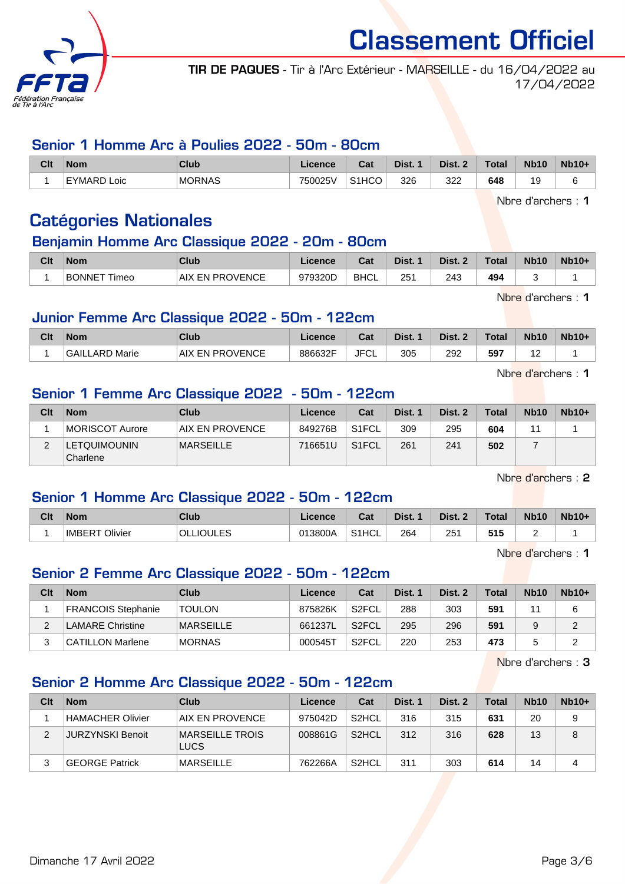# Classement Officiel

**TIR DE PAQUES** - Tir à l'Arc Extérieur - MARSEILLE - du 16/04/2022 au 17/04/2022

### Senior 1 Homme Arc à Poulies 2022 - 50m - 80cm

| Clt | Nom | Club | Licence | Cat | Dist. 1 | Dist. 2 | Total | Nb10 | Nb10+ |
|---|---|---|---|---|---|---|---|---|---|
| 1 | EYMARD Loic | MORNAS | 750025V | S1HCO | 326 | 322 | **648** | 19 | 6 |

Nbre d'archers : **1**

## Catégories Nationales

### Benjamin Homme Arc Classique 2022 - 20m - 80cm

| Clt | Nom | Club | Licence | Cat | Dist. 1 | Dist. 2 | Total | Nb10 | Nb10+ |
|---|---|---|---|---|---|---|---|---|---|
| 1 | BONNET Timeo | AIX EN PROVENCE | 979320D | BHCL | 251 | 243 | **494** | 3 | 1 |

Nbre d'archers : **1**

### Junior Femme Arc Classique 2022 - 50m - 122cm

| Clt | Nom | Club | Licence | Cat | Dist. 1 | Dist. 2 | Total | Nb10 | Nb10+ |
|---|---|---|---|---|---|---|---|---|---|
| 1 | GAILLARD Marie | AIX EN PROVENCE | 886632F | JFCL | 305 | 292 | **597** | 12 | 1 |

Nbre d'archers : **1**

### Senior 1 Femme Arc Classique 2022 - 50m - 122cm

| Clt | Nom | Club | Licence | Cat | Dist. 1 | Dist. 2 | Total | Nb10 | Nb10+ |
|---|---|---|---|---|---|---|---|---|---|
| 1 | MORISCOT Aurore | AIX EN PROVENCE | 849276B | S1FCL | 309 | 295 | **604** | 11 | 1 |
| 2 | LETQUIMOUNIN Charlene | MARSEILLE | 716651U | S1FCL | 261 | 241 | **502** | 7 | |

Nbre d'archers : **2**

### Senior 1 Homme Arc Classique 2022 - 50m - 122cm

| Clt | Nom | Club | Licence | Cat | Dist. 1 | Dist. 2 | Total | Nb10 | Nb10+ |
|---|---|---|---|---|---|---|---|---|---|
| 1 | IMBERT Olivier | OLLIOULES | 013800A | S1HCL | 264 | 251 | **515** | 2 | 1 |

Nbre d'archers : **1**

### Senior 2 Femme Arc Classique 2022 - 50m - 122cm

| Clt | Nom | Club | Licence | Cat | Dist. 1 | Dist. 2 | Total | Nb10 | Nb10+ |
|---|---|---|---|---|---|---|---|---|---|
| 1 | FRANCOIS Stephanie | TOULON | 875826K | S2FCL | 288 | 303 | **591** | 11 | 6 |
| 2 | LAMARE Christine | MARSEILLE | 661237L | S2FCL | 295 | 296 | **591** | 9 | 2 |
| 3 | CATILLON Marlene | MORNAS | 000545T | S2FCL | 220 | 253 | **473** | 5 | 2 |

Nbre d'archers : **3**

### Senior 2 Homme Arc Classique 2022 - 50m - 122cm

| Clt | Nom | Club | Licence | Cat | Dist. 1 | Dist. 2 | Total | Nb10 | Nb10+ |
|---|---|---|---|---|---|---|---|---|---|
| 1 | HAMACHER Olivier | AIX EN PROVENCE | 975042D | S2HCL | 316 | 315 | **631** | 20 | 9 |
| 2 | JURZYNSKI Benoit | MARSEILLE TROIS LUCS | 008861G | S2HCL | 312 | 316 | **628** | 13 | 8 |
| 3 | GEORGE Patrick | MARSEILLE | 762266A | S2HCL | 311 | 303 | **614** | 14 | 4 |

Dimanche 17 Avril 2022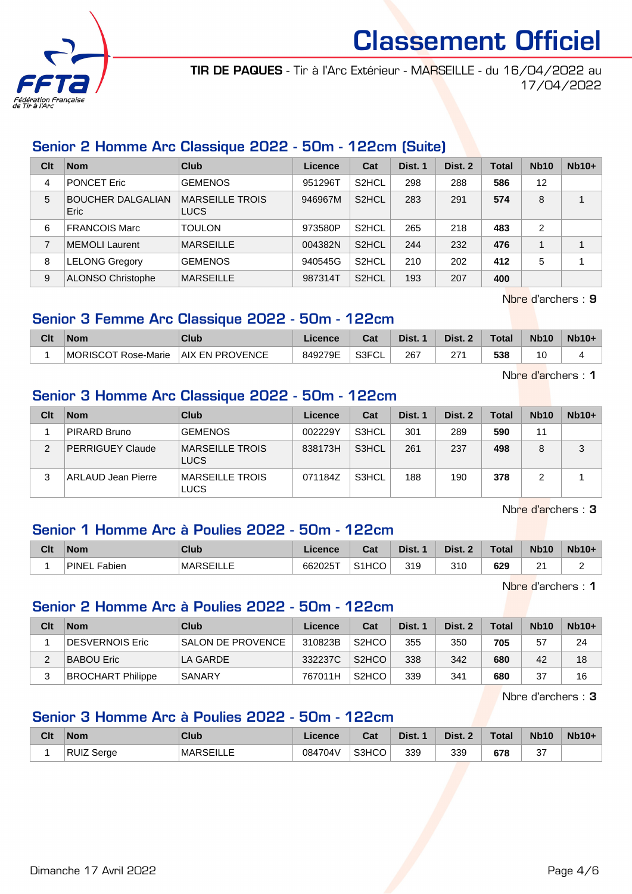# Classement Officiel

**TIR DE PAQUES** - Tir à l'Arc Extérieur - MARSEILLE - du 16/04/2022 au 17/04/2022

## Senior 2 Homme Arc Classique 2022 - 50m - 122cm (Suite)

| Clt | Nom | Club | Licence | Cat | Dist. 1 | Dist. 2 | Total | Nb10 | Nb10+ |
|---|---|---|---|---|---|---|---|---|---|
| 4 | PONCET Eric | GEMENOS | 951296T | S2HCL | 298 | 288 | **586** | 12 | |
| 5 | BOUCHER DALGALIAN Eric | MARSEILLE TROIS LUCS | 946967M | S2HCL | 283 | 291 | **574** | 8 | 1 |
| 6 | FRANCOIS Marc | TOULON | 973580P | S2HCL | 265 | 218 | **483** | 2 | |
| 7 | MEMOLI Laurent | MARSEILLE | 004382N | S2HCL | 244 | 232 | **476** | 1 | 1 |
| 8 | LELONG Gregory | GEMENOS | 940545G | S2HCL | 210 | 202 | **412** | 5 | 1 |
| 9 | ALONSO Christophe | MARSEILLE | 987314T | S2HCL | 193 | 207 | **400** | | |

Nbre d'archers : **9**

## Senior 3 Femme Arc Classique 2022 - 50m - 122cm

| Clt | Nom | Club | Licence | Cat | Dist. 1 | Dist. 2 | Total | Nb10 | Nb10+ |
|---|---|---|---|---|---|---|---|---|---|
| 1 | MORISCOT Rose-Marie | AIX EN PROVENCE | 849279E | S3FCL | 267 | 271 | **538** | 10 | 4 |

Nbre d'archers : **1**

## Senior 3 Homme Arc Classique 2022 - 50m - 122cm

| Clt | Nom | Club | Licence | Cat | Dist. 1 | Dist. 2 | Total | Nb10 | Nb10+ |
|---|---|---|---|---|---|---|---|---|---|
| 1 | PIRARD Bruno | GEMENOS | 002229Y | S3HCL | 301 | 289 | **590** | 11 | |
| 2 | PERRIGUEY Claude | MARSEILLE TROIS LUCS | 838173H | S3HCL | 261 | 237 | **498** | 8 | 3 |
| 3 | ARLAUD Jean Pierre | MARSEILLE TROIS LUCS | 071184Z | S3HCL | 188 | 190 | **378** | 2 | 1 |

Nbre d'archers : **3**

## Senior 1 Homme Arc à Poulies 2022 - 50m - 122cm

| Clt | Nom | Club | Licence | Cat | Dist. 1 | Dist. 2 | Total | Nb10 | Nb10+ |
|---|---|---|---|---|---|---|---|---|---|
| 1 | PINEL Fabien | MARSEILLE | 662025T | S1HCO | 319 | 310 | **629** | 21 | 2 |

Nbre d'archers : **1**

## Senior 2 Homme Arc à Poulies 2022 - 50m - 122cm

| Clt | Nom | Club | Licence | Cat | Dist. 1 | Dist. 2 | Total | Nb10 | Nb10+ |
|---|---|---|---|---|---|---|---|---|---|
| 1 | DESVERNOIS Eric | SALON DE PROVENCE | 310823B | S2HCO | 355 | 350 | **705** | 57 | 24 |
| 2 | BABOU Eric | LA GARDE | 332237C | S2HCO | 338 | 342 | **680** | 42 | 18 |
| 3 | BROCHART Philippe | SANARY | 767011H | S2HCO | 339 | 341 | **680** | 37 | 16 |

Nbre d'archers : **3**

## Senior 3 Homme Arc à Poulies 2022 - 50m - 122cm

| Clt | Nom | Club | Licence | Cat | Dist. 1 | Dist. 2 | Total | Nb10 | Nb10+ |
|---|---|---|---|---|---|---|---|---|---|
| 1 | RUIZ Serge | MARSEILLE | 084704V | S3HCO | 339 | 339 | **678** | 37 | |

Dimanche 17 Avril 2022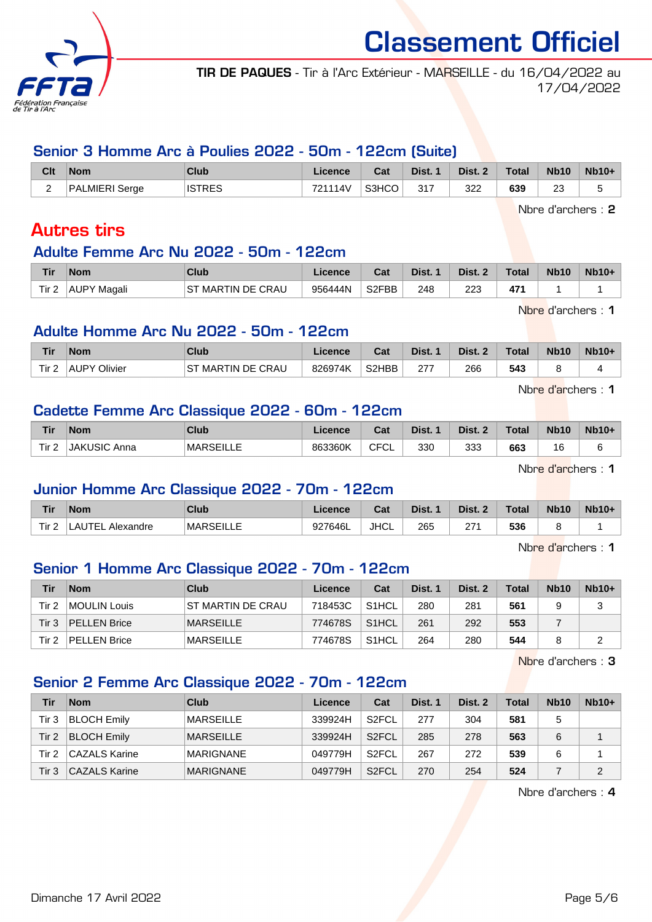# Classement Officiel

**TIR DE PAQUES** - Tir à l'Arc Extérieur - MARSEILLE - du 16/04/2022 au 17/04/2022

## Senior 3 Homme Arc à Poulies 2022 - 50m - 122cm (Suite)

| Clt | Nom | Club | Licence | Cat | Dist. 1 | Dist. 2 | Total | Nb10 | Nb10+ |
|---|---|---|---|---|---|---|---|---|---|
| 2 | PALMIERI Serge | ISTRES | 721114V | S3HCO | 317 | 322 | **639** | 23 | 5 |

Nbre d'archers : **2**

# Autres tirs

## Adulte Femme Arc Nu 2022 - 50m - 122cm

| Tir | Nom | Club | Licence | Cat | Dist. 1 | Dist. 2 | Total | Nb10 | Nb10+ |
|---|---|---|---|---|---|---|---|---|---|
| Tir 2 | AUPY Magali | ST MARTIN DE CRAU | 956444N | S2FBB | 248 | 223 | **471** | 1 | 1 |

Nbre d'archers : **1**

## Adulte Homme Arc Nu 2022 - 50m - 122cm

| Tir | Nom | Club | Licence | Cat | Dist. 1 | Dist. 2 | Total | Nb10 | Nb10+ |
|---|---|---|---|---|---|---|---|---|---|
| Tir 2 | AUPY Olivier | ST MARTIN DE CRAU | 826974K | S2HBB | 277 | 266 | **543** | 8 | 4 |

Nbre d'archers : **1**

## Cadette Femme Arc Classique 2022 - 60m - 122cm

| Tir | Nom | Club | Licence | Cat | Dist. 1 | Dist. 2 | Total | Nb10 | Nb10+ |
|---|---|---|---|---|---|---|---|---|---|
| Tir 2 | JAKUSIC Anna | MARSEILLE | 863360K | CFCL | 330 | 333 | **663** | 16 | 6 |

Nbre d'archers : **1**

## Junior Homme Arc Classique 2022 - 70m - 122cm

| Tir | Nom | Club | Licence | Cat | Dist. 1 | Dist. 2 | Total | Nb10 | Nb10+ |
|---|---|---|---|---|---|---|---|---|---|
| Tir 2 | LAUTEL Alexandre | MARSEILLE | 927646L | JHCL | 265 | 271 | **536** | 8 | 1 |

Nbre d'archers : **1**

## Senior 1 Homme Arc Classique 2022 - 70m - 122cm

| Tir | Nom | Club | Licence | Cat | Dist. 1 | Dist. 2 | Total | Nb10 | Nb10+ |
|---|---|---|---|---|---|---|---|---|---|
| Tir 2 | MOULIN Louis | ST MARTIN DE CRAU | 718453C | S1HCL | 280 | 281 | **561** | 9 | 3 |
| Tir 3 | PELLEN Brice | MARSEILLE | 774678S | S1HCL | 261 | 292 | **553** | 7 | |
| Tir 2 | PELLEN Brice | MARSEILLE | 774678S | S1HCL | 264 | 280 | **544** | 8 | 2 |

Nbre d'archers : **3**

## Senior 2 Femme Arc Classique 2022 - 70m - 122cm

| Tir | Nom | Club | Licence | Cat | Dist. 1 | Dist. 2 | Total | Nb10 | Nb10+ |
|---|---|---|---|---|---|---|---|---|---|
| Tir 3 | BLOCH Emily | MARSEILLE | 339924H | S2FCL | 277 | 304 | **581** | 5 | |
| Tir 2 | BLOCH Emily | MARSEILLE | 339924H | S2FCL | 285 | 278 | **563** | 6 | 1 |
| Tir 2 | CAZALS Karine | MARIGNANE | 049779H | S2FCL | 267 | 272 | **539** | 6 | 1 |
| Tir 3 | CAZALS Karine | MARIGNANE | 049779H | S2FCL | 270 | 254 | **524** | 7 | 2 |

Nbre d'archers : **4**

Dimanche 17 Avril 2022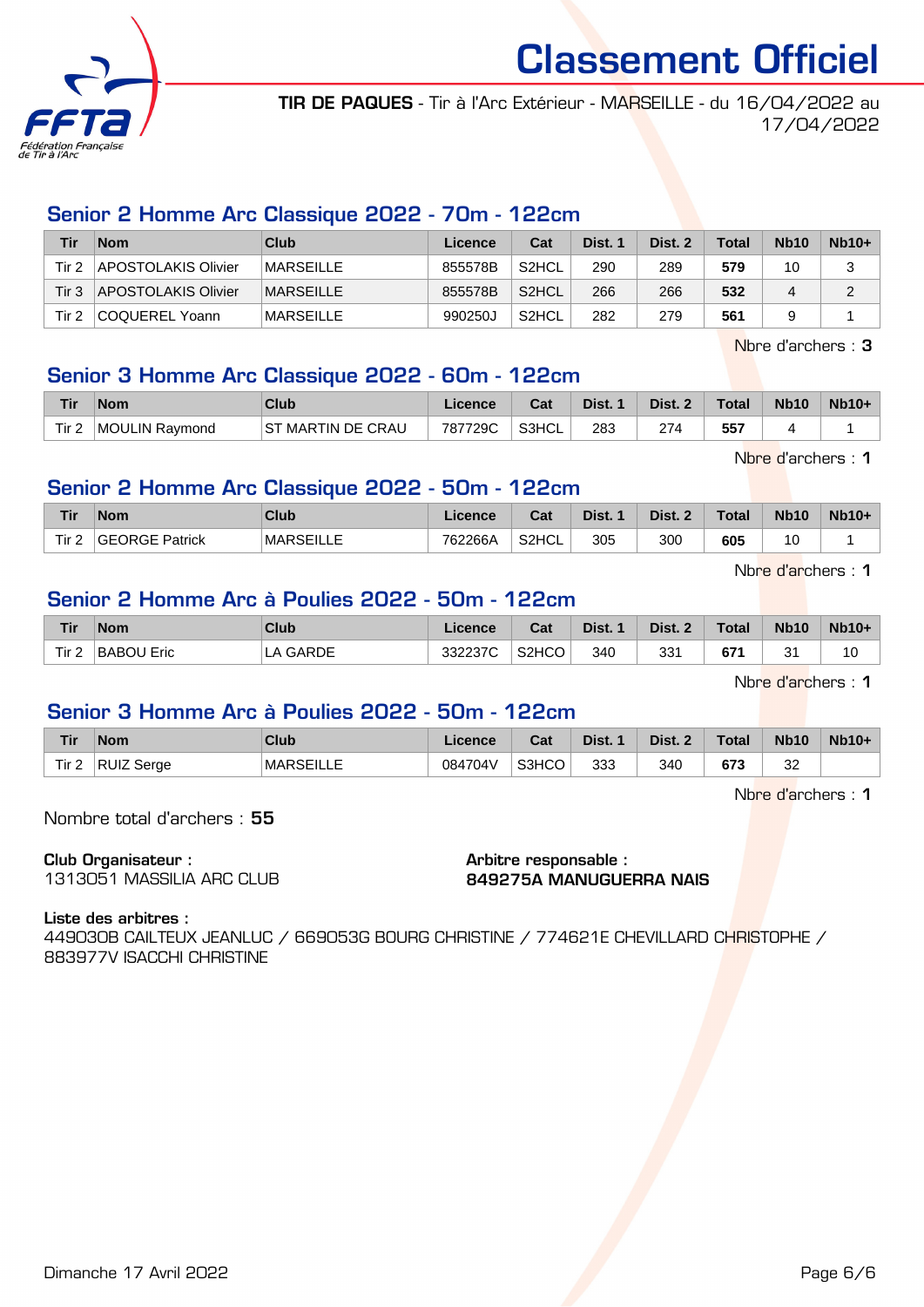# Classement Officiel

**TIR DE PAQUES** - Tir à l'Arc Extérieur - MARSEILLE - du 16/04/2022 au 17/04/2022

## Senior 2 Homme Arc Classique 2022 - 70m - 122cm

| Tir | Nom | Club | Licence | Cat | Dist. 1 | Dist. 2 | Total | Nb10 | Nb10+ |
|---|---|---|---|---|---|---|---|---|---|
| Tir 2 | APOSTOLAKIS Olivier | MARSEILLE | 855578B | S2HCL | 290 | 289 | **579** | 10 | 3 |
| Tir 3 | APOSTOLAKIS Olivier | MARSEILLE | 855578B | S2HCL | 266 | 266 | **532** | 4 | 2 |
| Tir 2 | COQUEREL Yoann | MARSEILLE | 990250J | S2HCL | 282 | 279 | **561** | 9 | 1 |

Nbre d'archers : **3**

## Senior 3 Homme Arc Classique 2022 - 60m - 122cm

| Tir | Nom | Club | Licence | Cat | Dist. 1 | Dist. 2 | Total | Nb10 | Nb10+ |
|---|---|---|---|---|---|---|---|---|---|
| Tir 2 | MOULIN Raymond | ST MARTIN DE CRAU | 787729C | S3HCL | 283 | 274 | **557** | 4 | 1 |

Nbre d'archers : **1**

## Senior 2 Homme Arc Classique 2022 - 50m - 122cm

| Tir | Nom | Club | Licence | Cat | Dist. 1 | Dist. 2 | Total | Nb10 | Nb10+ |
|---|---|---|---|---|---|---|---|---|---|
| Tir 2 | GEORGE Patrick | MARSEILLE | 762266A | S2HCL | 305 | 300 | **605** | 10 | 1 |

Nbre d'archers : **1**

## Senior 2 Homme Arc à Poulies 2022 - 50m - 122cm

| Tir | Nom | Club | Licence | Cat | Dist. 1 | Dist. 2 | Total | Nb10 | Nb10+ |
|---|---|---|---|---|---|---|---|---|---|
| Tir 2 | BABOU Eric | LA GARDE | 332237C | S2HCO | 340 | 331 | **671** | 31 | 10 |

Nbre d'archers : **1**

## Senior 3 Homme Arc à Poulies 2022 - 50m - 122cm

| Tir | Nom | Club | Licence | Cat | Dist. 1 | Dist. 2 | Total | Nb10 | Nb10+ |
|---|---|---|---|---|---|---|---|---|---|
| Tir 2 | RUIZ Serge | MARSEILLE | 084704V | S3HCO | 333 | 340 | **673** | 32 | |

Nbre d'archers : **1**

Nombre total d'archers : **55**

**Club Organisateur :**
1313051 MASSILIA ARC CLUB

**Arbitre responsable :**
**849275A MANUGUERRA NAIS**

**Liste des arbitres :**
449030B CAILTEUX JEANLUC / 669053G BOURG CHRISTINE / 774621E CHEVILLARD CHRISTOPHE / 883977V ISACCHI CHRISTINE

Dimanche 17 Avril 2022